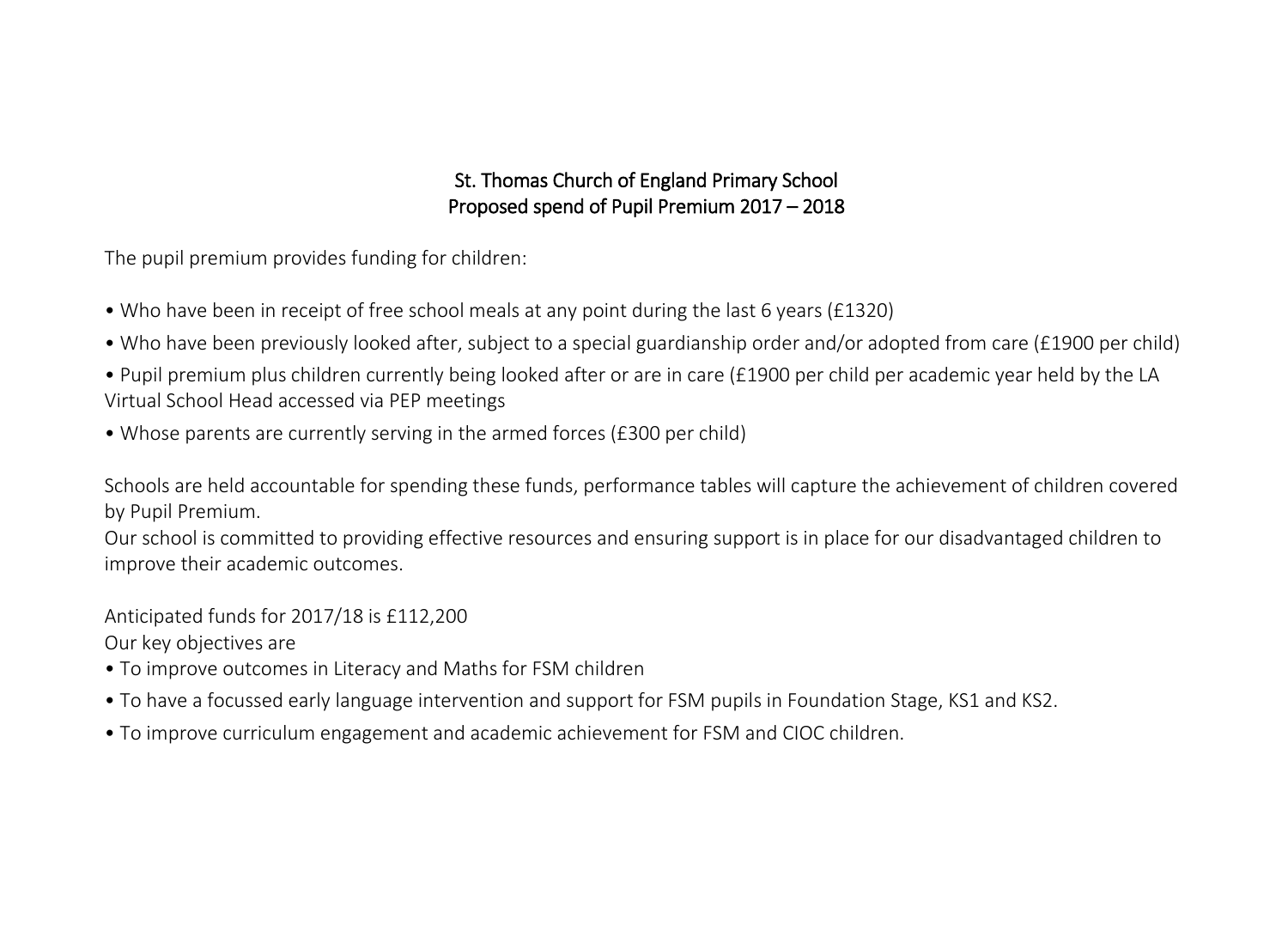# St. Thomas Church of England Primary School
## Proposed spend of Pupil Premium 2017 – 2018

The pupil premium provides funding for children:

- Who have been in receipt of free school meals at any point during the last 6 years (£1320)
- Who have been previously looked after, subject to a special guardianship order and/or adopted from care (£1900 per child)
- Pupil premium plus children currently being looked after or are in care (£1900 per child per academic year held by the LA Virtual School Head accessed via PEP meetings
- Whose parents are currently serving in the armed forces (£300 per child)

Schools are held accountable for spending these funds, performance tables will capture the achievement of children covered by Pupil Premium.
Our school is committed to providing effective resources and ensuring support is in place for our disadvantaged children to improve their academic outcomes.

Anticipated funds for 2017/18 is £112,200
Our key objectives are

- To improve outcomes in Literacy and Maths for FSM children
- To have a focussed early language intervention and support for FSM pupils in Foundation Stage, KS1 and KS2.
- To improve curriculum engagement and academic achievement for FSM and CIOC children.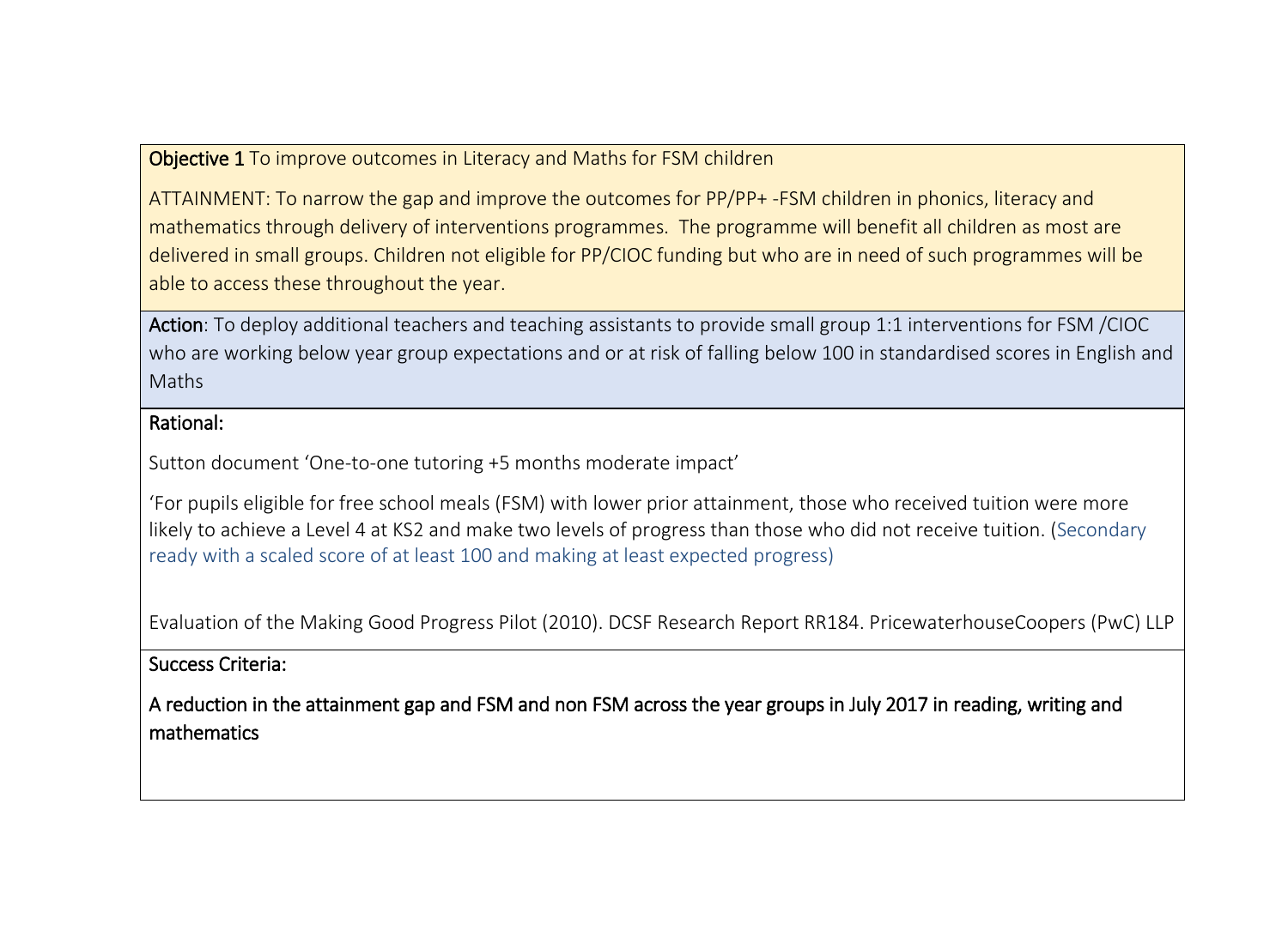**Objective 1** To improve outcomes in Literacy and Maths for FSM children

ATTAINMENT: To narrow the gap and improve the outcomes for PP/PP+ -FSM children in phonics, literacy and mathematics through delivery of interventions programmes. The programme will benefit all children as most are delivered in small groups. Children not eligible for PP/CIOC funding but who are in need of such programmes will be able to access these throughout the year.

**Action**: To deploy additional teachers and teaching assistants to provide small group 1:1 interventions for FSM /CIOC who are working below year group expectations and or at risk of falling below 100 in standardised scores in English and Maths

**Rational:**

Sutton document 'One-to-one tutoring +5 months moderate impact'

'For pupils eligible for free school meals (FSM) with lower prior attainment, those who received tuition were more likely to achieve a Level 4 at KS2 and make two levels of progress than those who did not receive tuition. (Secondary ready with a scaled score of at least 100 and making at least expected progress)

Evaluation of the Making Good Progress Pilot (2010). DCSF Research Report RR184. PricewaterhouseCoopers (PwC) LLP

**Success Criteria:**

**A reduction in the attainment gap and FSM and non FSM across the year groups in July 2017 in reading, writing and mathematics**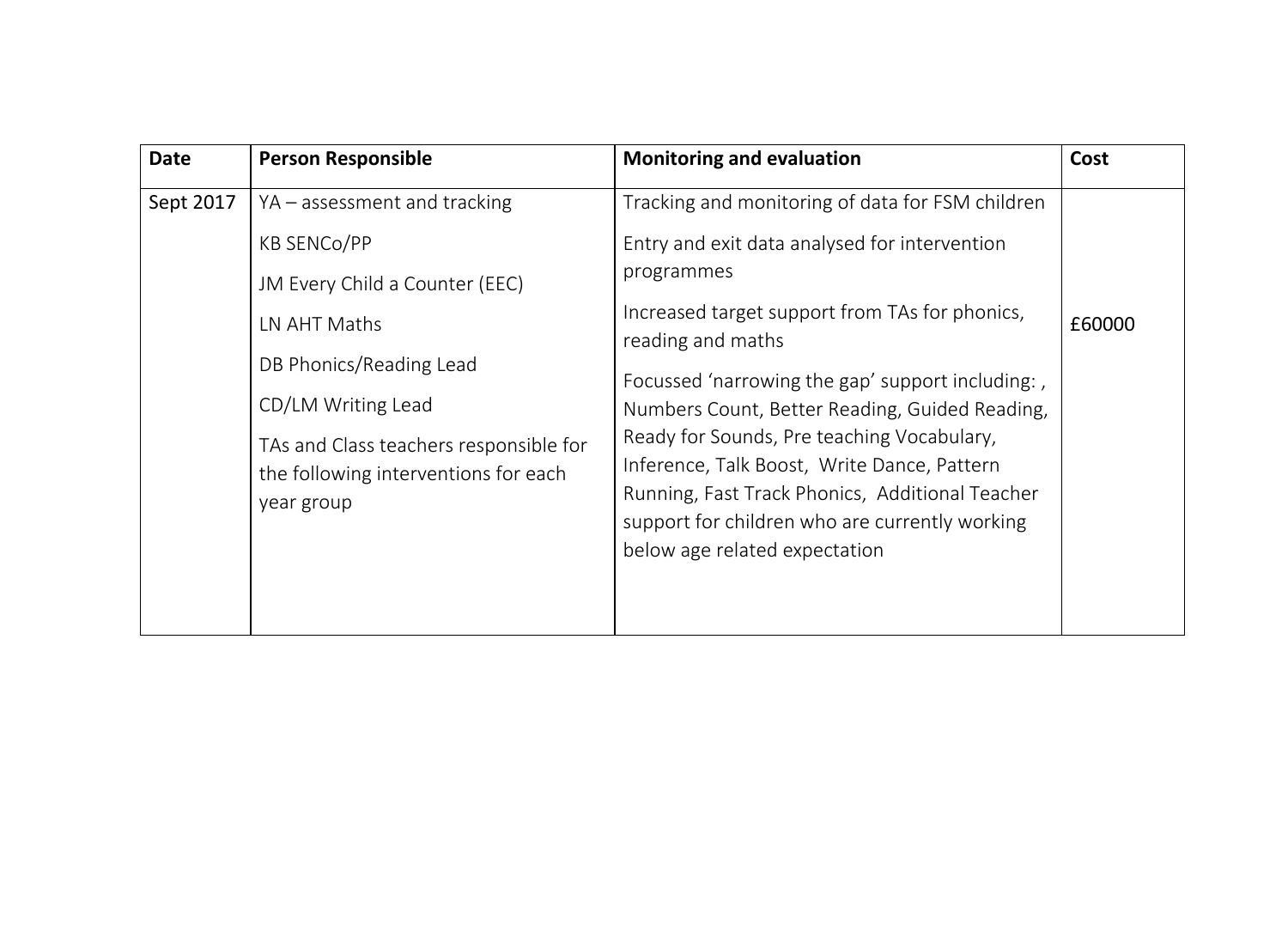| Date | Person Responsible | Monitoring and evaluation | Cost |
|---|---|---|---|
| Sept 2017 | YA – assessment and tracking<br><br>KB SENCo/PP<br><br>JM Every Child a Counter (EEC)<br><br>LN AHT Maths<br><br>DB Phonics/Reading Lead<br><br>CD/LM Writing Lead<br><br>TAs and Class teachers responsible for the following interventions for each year group | Tracking and monitoring of data for FSM children<br><br>Entry and exit data analysed for intervention programmes<br><br>Increased target support from TAs for phonics, reading and maths<br><br>Focussed 'narrowing the gap' support including: , Numbers Count, Better Reading, Guided Reading, Ready for Sounds, Pre teaching Vocabulary, Inference, Talk Boost, Write Dance, Pattern Running, Fast Track Phonics, Additional Teacher support for children who are currently working below age related expectation | £60000 |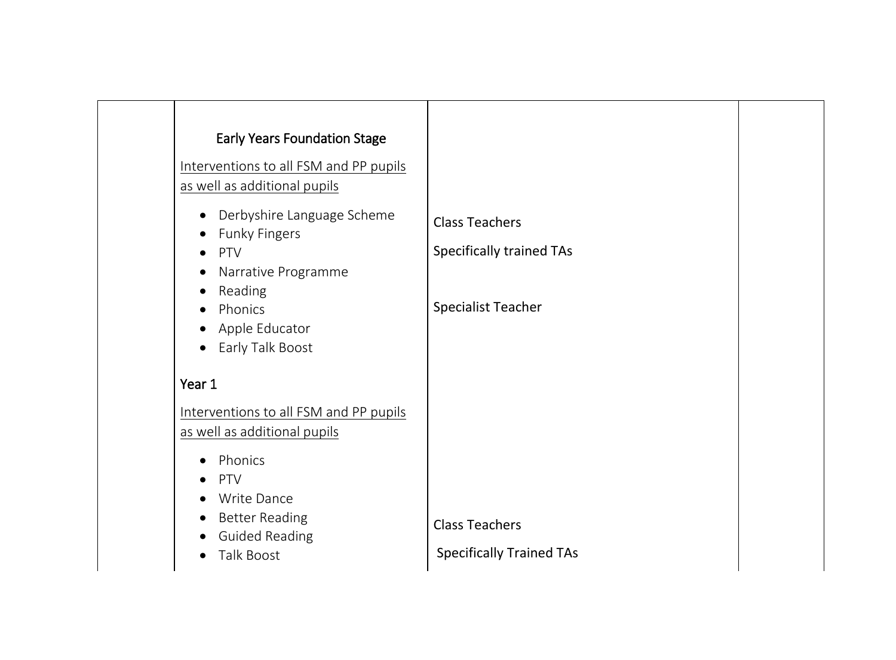| | | | |
|---|---|---|---|
| | **Early Years Foundation Stage**<br><br><u>Interventions to all FSM and PP pupils as well as additional pupils</u><br><br>• Derbyshire Language Scheme<br>• Funky Fingers<br>• PTV<br>• Narrative Programme<br>• Reading<br>• Phonics<br>• Apple Educator<br>• Early Talk Boost | Class Teachers<br><br>Specifically trained TAs<br><br>Specialist Teacher | |
| | **Year 1**<br><br><u>Interventions to all FSM and PP pupils as well as additional pupils</u><br><br>• Phonics<br>• PTV<br>• Write Dance<br>• Better Reading<br>• Guided Reading<br>• Talk Boost | Class Teachers<br><br>Specifically Trained TAs | |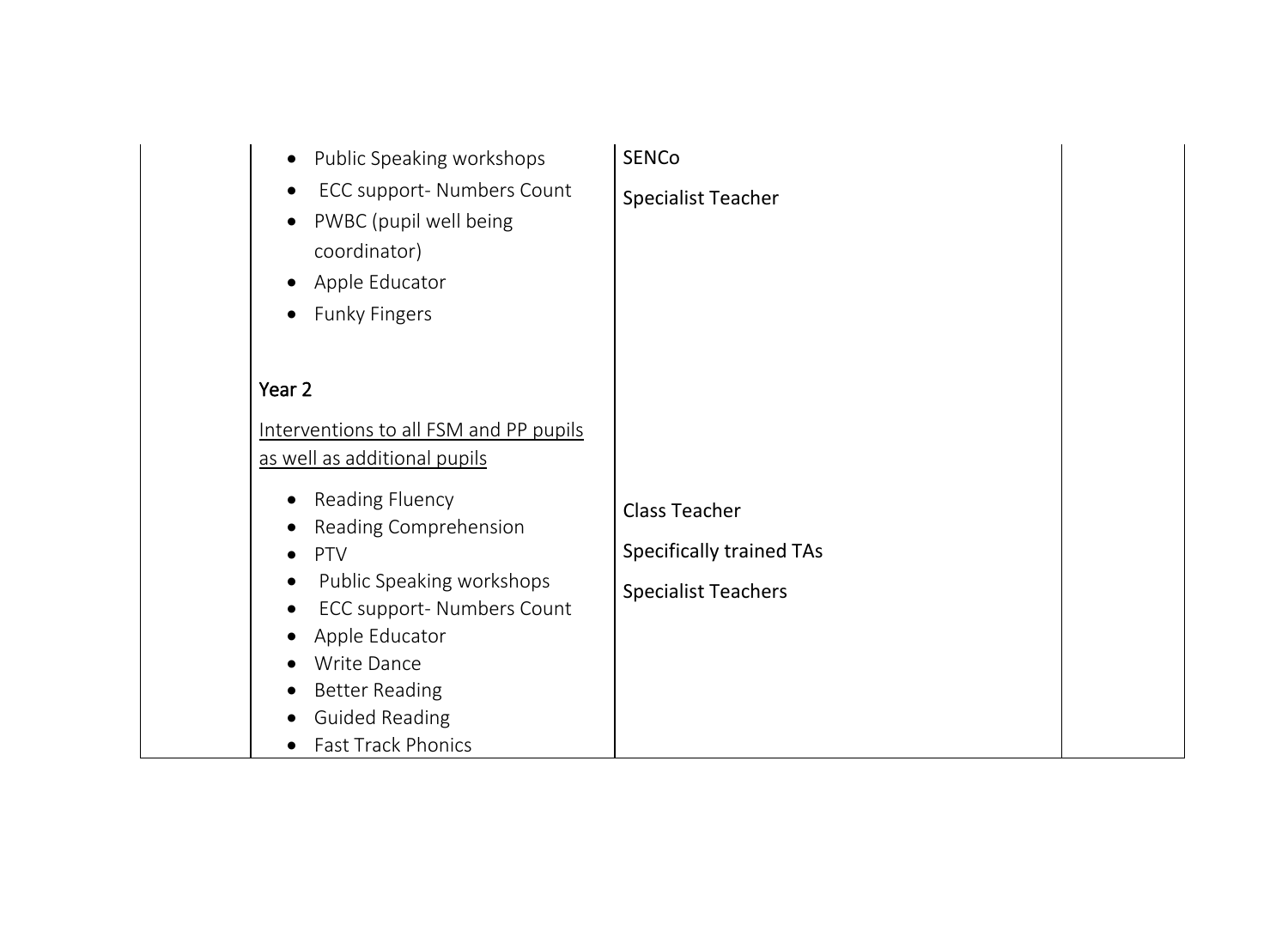| | | | |
|---|---|---|---|
| | • Public Speaking workshops<br>• ECC support- Numbers Count<br>• PWBC (pupil well being coordinator)<br>• Apple Educator<br>• Funky Fingers | SENCo<br><br>Specialist Teacher | |
| | **Year 2**<br><br><u>Interventions to all FSM and PP pupils as well as additional pupils</u><br><br>• Reading Fluency<br>• Reading Comprehension<br>• PTV<br>• Public Speaking workshops<br>• ECC support- Numbers Count<br>• Apple Educator<br>• Write Dance<br>• Better Reading<br>• Guided Reading<br>• Fast Track Phonics | Class Teacher<br><br>Specifically trained TAs<br><br>Specialist Teachers | |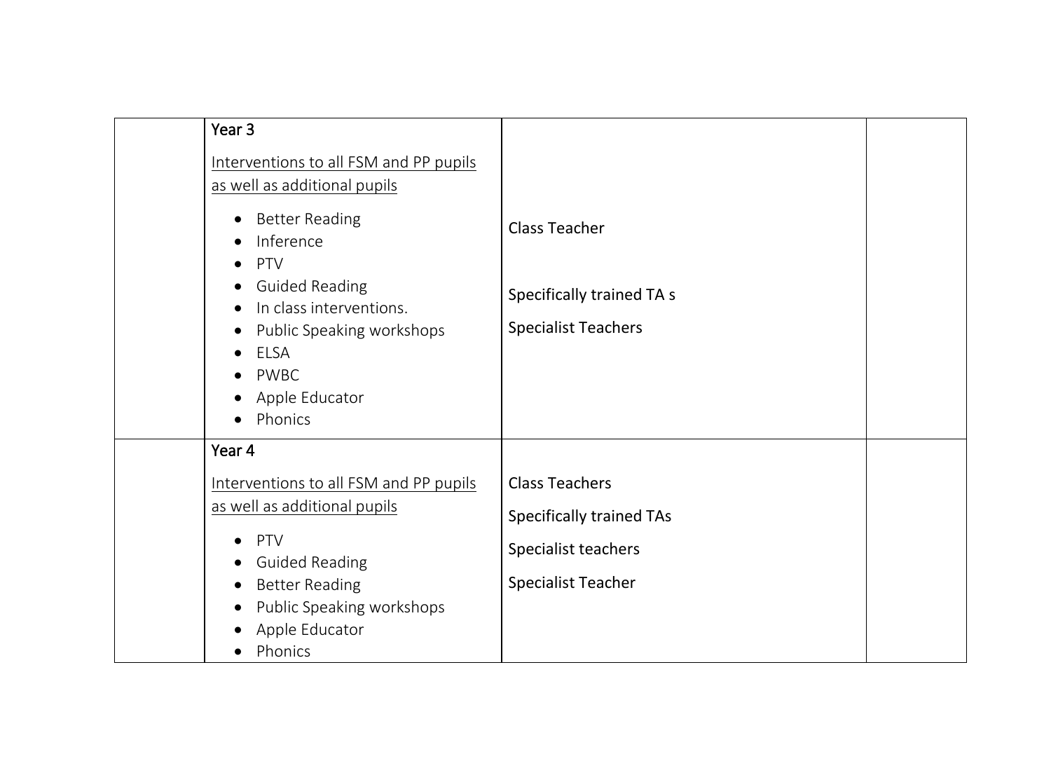| | | | |
|---|---|---|---|
| | Year 3<br><br><u>Interventions to all FSM and PP pupils as well as additional pupils</u><br><br>• Better Reading<br>• Inference<br>• PTV<br>• Guided Reading<br>• In class interventions.<br>• Public Speaking workshops<br>• ELSA<br>• PWBC<br>• Apple Educator<br>• Phonics | Class Teacher<br><br>Specifically trained TA s<br><br>Specialist Teachers | |
| | Year 4<br><br><u>Interventions to all FSM and PP pupils as well as additional pupils</u><br><br>• PTV<br>• Guided Reading<br>• Better Reading<br>• Public Speaking workshops<br>• Apple Educator<br>• Phonics | Class Teachers<br><br>Specifically trained TAs<br><br>Specialist teachers<br><br>Specialist Teacher | |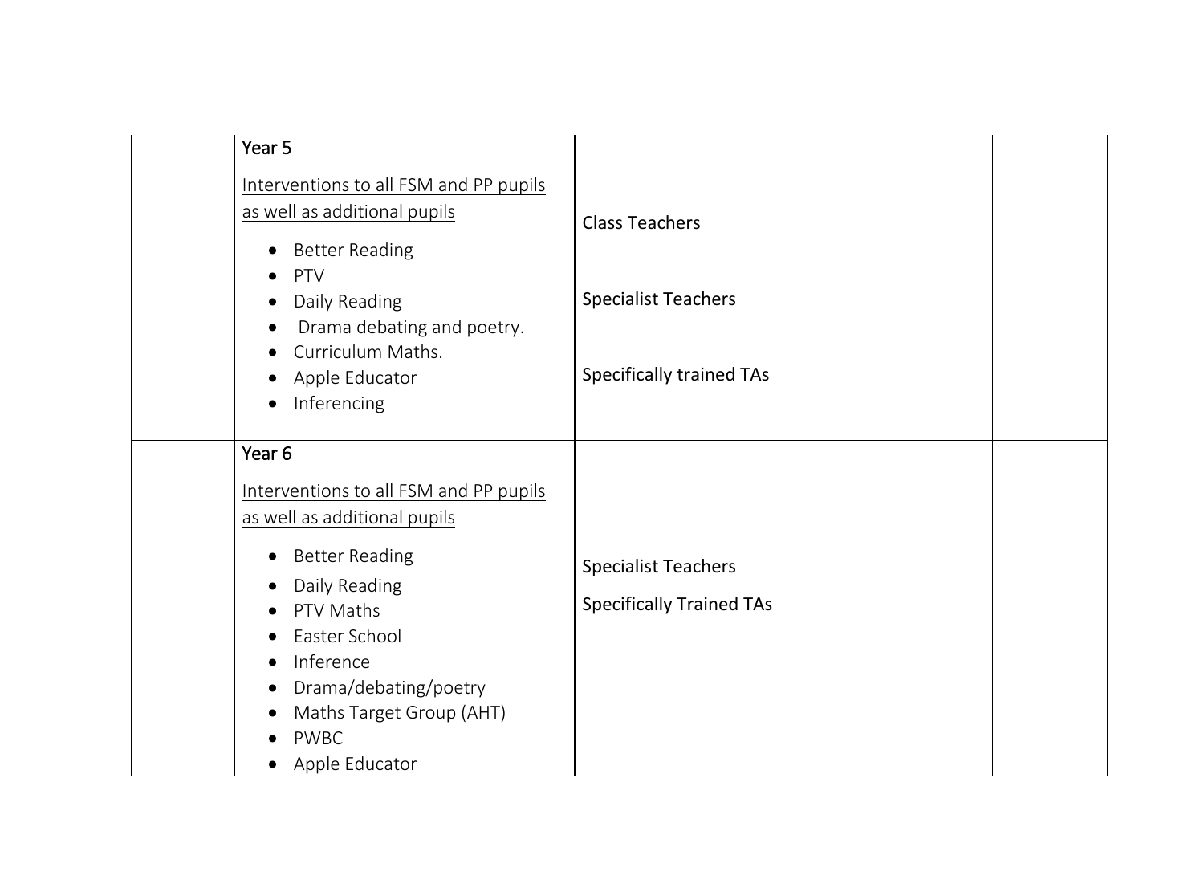|  | Year 5<br><br><u>Interventions to all FSM and PP pupils as well as additional pupils</u><br><br>• Better Reading<br>• PTV<br>• Daily Reading<br>• Drama debating and poetry.<br>• Curriculum Maths.<br>• Apple Educator<br>• Inferencing | Class Teachers<br><br>Specialist Teachers<br><br>Specifically trained TAs |  |
|---|---|---|---|
|  | Year 6<br><br><u>Interventions to all FSM and PP pupils as well as additional pupils</u><br><br>• Better Reading<br>• Daily Reading<br>• PTV Maths<br>• Easter School<br>• Inference<br>• Drama/debating/poetry<br>• Maths Target Group (AHT)<br>• PWBC<br>• Apple Educator | Specialist Teachers<br><br>Specifically Trained TAs |  |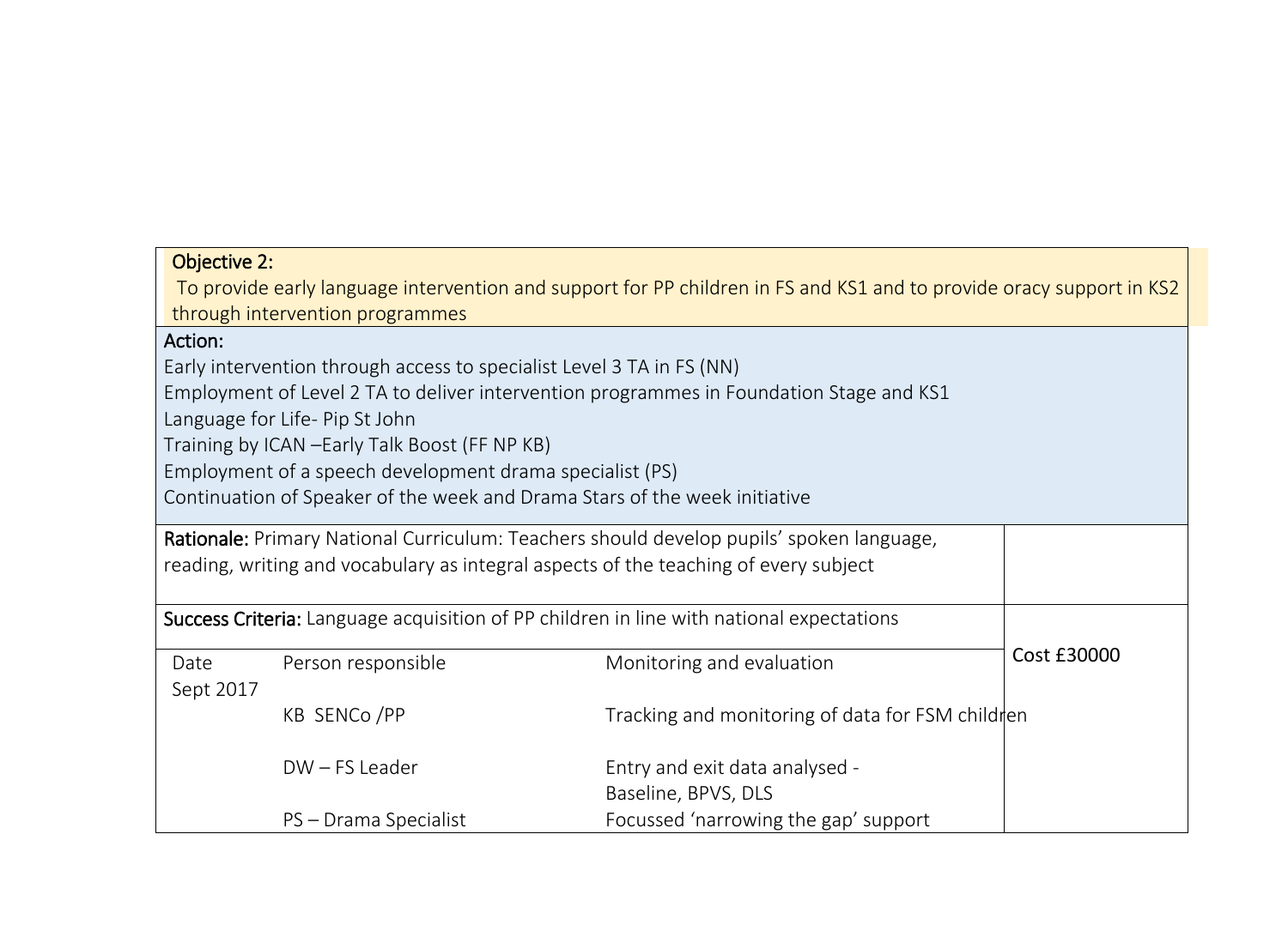**Objective 2:**

To provide early language intervention and support for PP children in FS and KS1 and to provide oracy support in KS2 through intervention programmes

**Action:**

Early intervention through access to specialist Level 3 TA in FS (NN)
Employment of Level 2 TA to deliver intervention programmes in Foundation Stage and KS1
Language for Life- Pip St John
Training by ICAN –Early Talk Boost (FF NP KB)
Employment of a speech development drama specialist (PS)
Continuation of Speaker of the week and Drama Stars of the week initiative

**Rationale:** Primary National Curriculum: Teachers should develop pupils' spoken language, reading, writing and vocabulary as integral aspects of the teaching of every subject

**Success Criteria:** Language acquisition of PP children in line with national expectations

Cost £30000

| Date | Person responsible | Monitoring and evaluation |
|---|---|---|
| Sept 2017 | | |
| | KB SENCo /PP | Tracking and monitoring of data for FSM children |
| | DW – FS Leader | Entry and exit data analysed - Baseline, BPVS, DLS |
| | PS – Drama Specialist | Focussed 'narrowing the gap' support |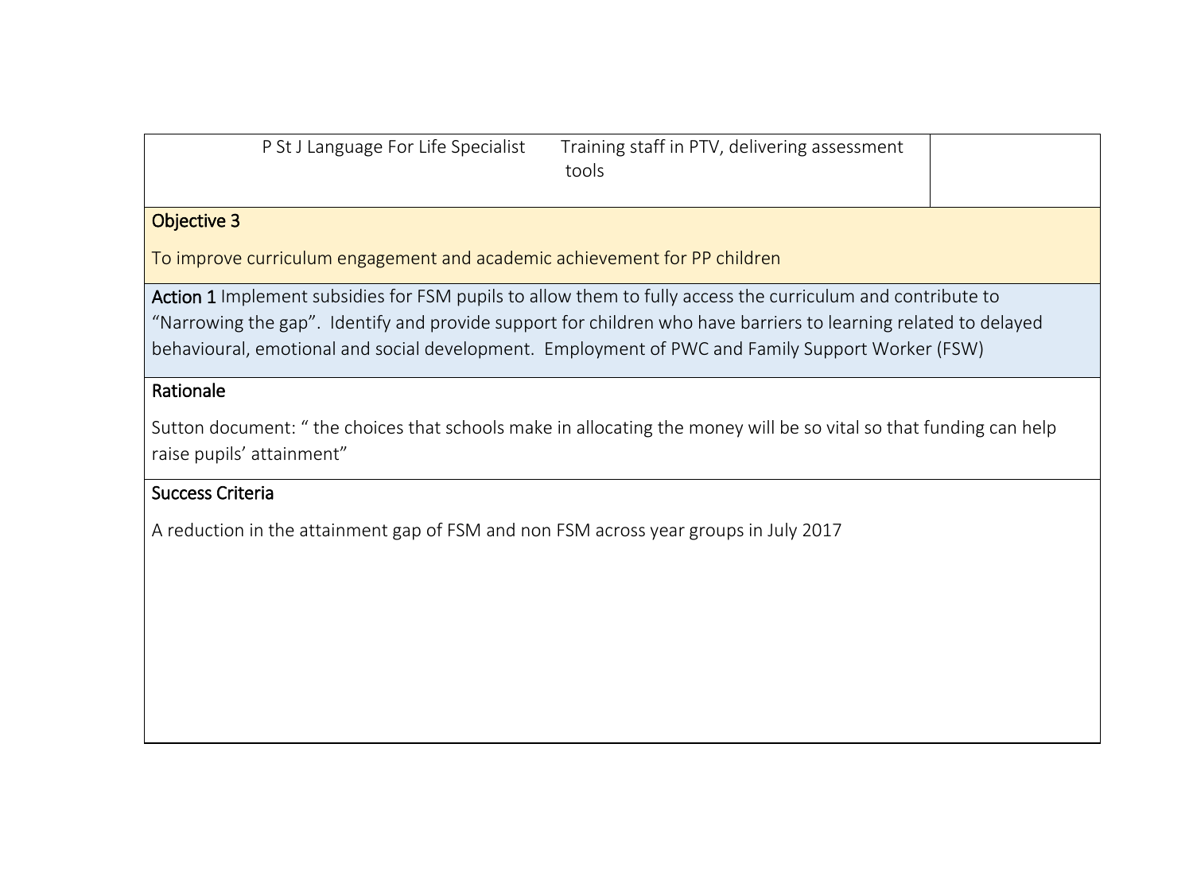| P St J Language For Life Specialist | Training staff in PTV, delivering assessment tools | |
|---|---|---|

**Objective 3**

To improve curriculum engagement and academic achievement for PP children

**Action 1** Implement subsidies for FSM pupils to allow them to fully access the curriculum and contribute to "Narrowing the gap". Identify and provide support for children who have barriers to learning related to delayed behavioural, emotional and social development. Employment of PWC and Family Support Worker (FSW)

**Rationale**

Sutton document: " the choices that schools make in allocating the money will be so vital so that funding can help raise pupils' attainment"

**Success Criteria**

A reduction in the attainment gap of FSM and non FSM across year groups in July 2017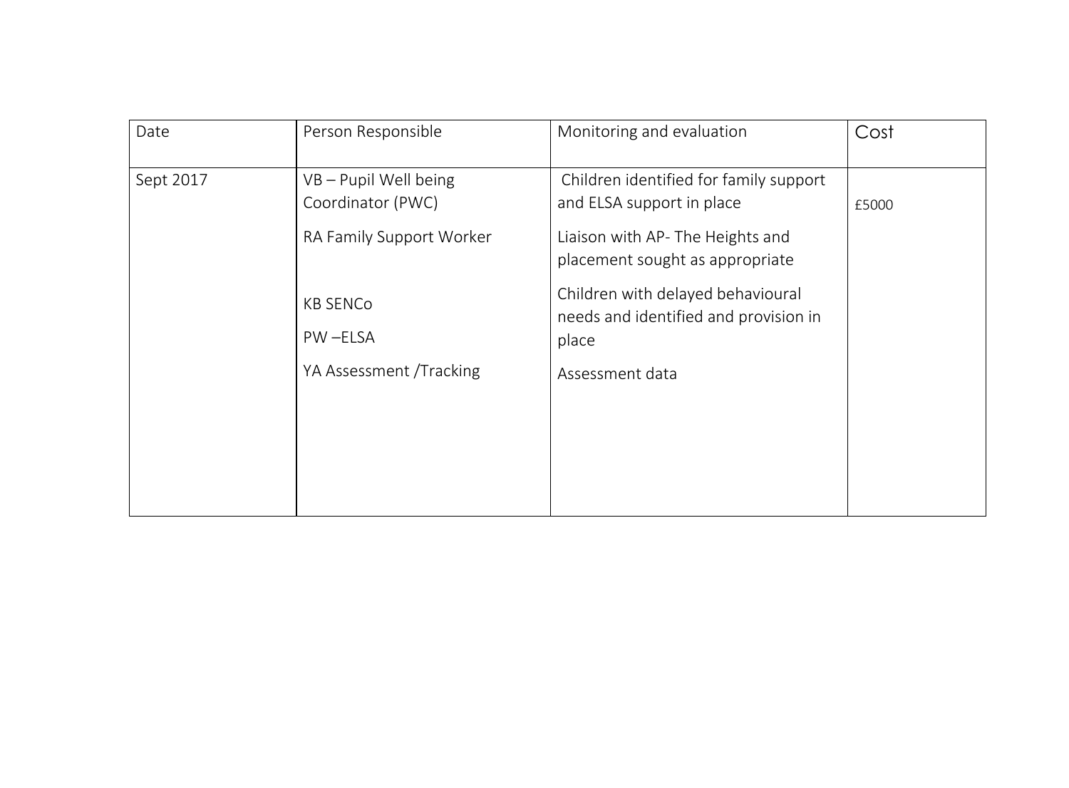| Date | Person Responsible | Monitoring and evaluation | Cost |
|---|---|---|---|
| Sept 2017 | VB – Pupil Well being Coordinator (PWC)<br><br>RA Family Support Worker<br><br>KB SENCo<br><br>PW –ELSA<br><br>YA Assessment /Tracking | Children identified for family support and ELSA support in place<br><br>Liaison with AP- The Heights and placement sought as appropriate<br><br>Children with delayed behavioural needs and identified and provision in place<br><br>Assessment data | £5000 |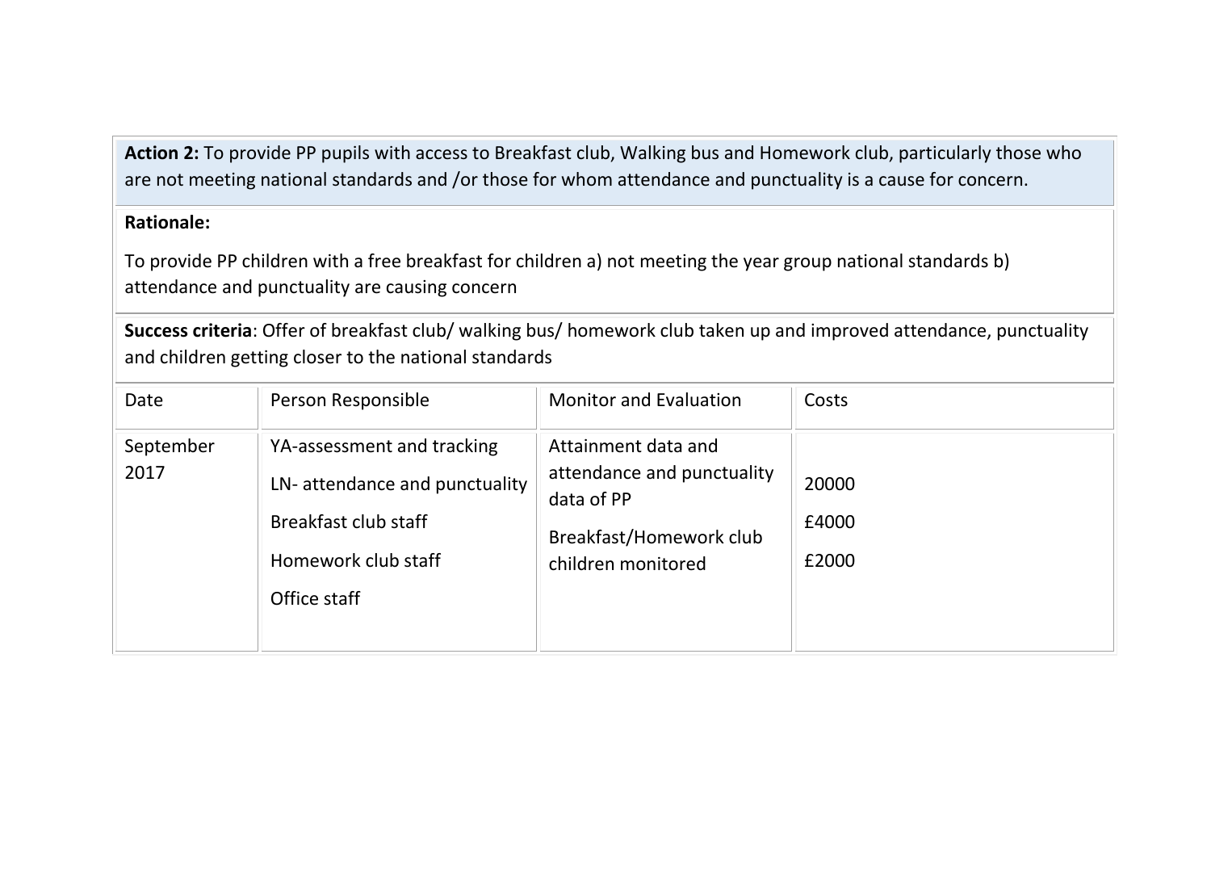**Action 2:** To provide PP pupils with access to Breakfast club, Walking bus and Homework club, particularly those who are not meeting national standards and /or those for whom attendance and punctuality is a cause for concern.

**Rationale:**

To provide PP children with a free breakfast for children a) not meeting the year group national standards b) attendance and punctuality are causing concern

**Success criteria**: Offer of breakfast club/ walking bus/ homework club taken up and improved attendance, punctuality and children getting closer to the national standards

| Date | Person Responsible | Monitor and Evaluation | Costs |
|---|---|---|---|
| September 2017 | YA-assessment and tracking<br>LN- attendance and punctuality<br>Breakfast club staff<br>Homework club staff<br>Office staff | Attainment data and attendance and punctuality data of PP<br>Breakfast/Homework club children monitored | 20000<br>£4000<br>£2000 |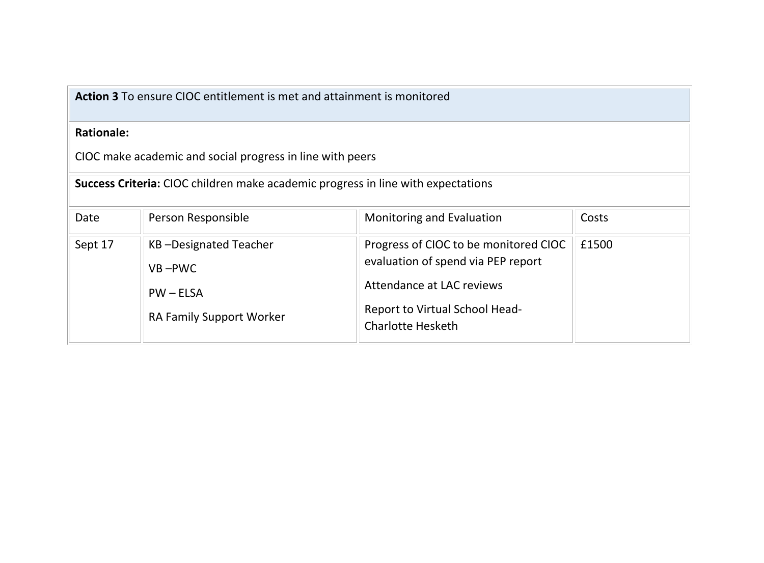| **Action 3** To ensure CIOC entitlement is met and attainment is monitored | | | |
|---|---|---|---|
| **Rationale:**<br><br>CIOC make academic and social progress in line with peers | | | |
| **Success Criteria:** CIOC children make academic progress in line with expectations | | | |
| Date | Person Responsible | Monitoring and Evaluation | Costs |
| Sept 17 | KB –Designated Teacher<br><br>VB –PWC<br><br>PW – ELSA<br><br>RA Family Support Worker | Progress of CIOC to be monitored CIOC evaluation of spend via PEP report<br><br>Attendance at LAC reviews<br><br>Report to Virtual School Head- Charlotte Hesketh | £1500 |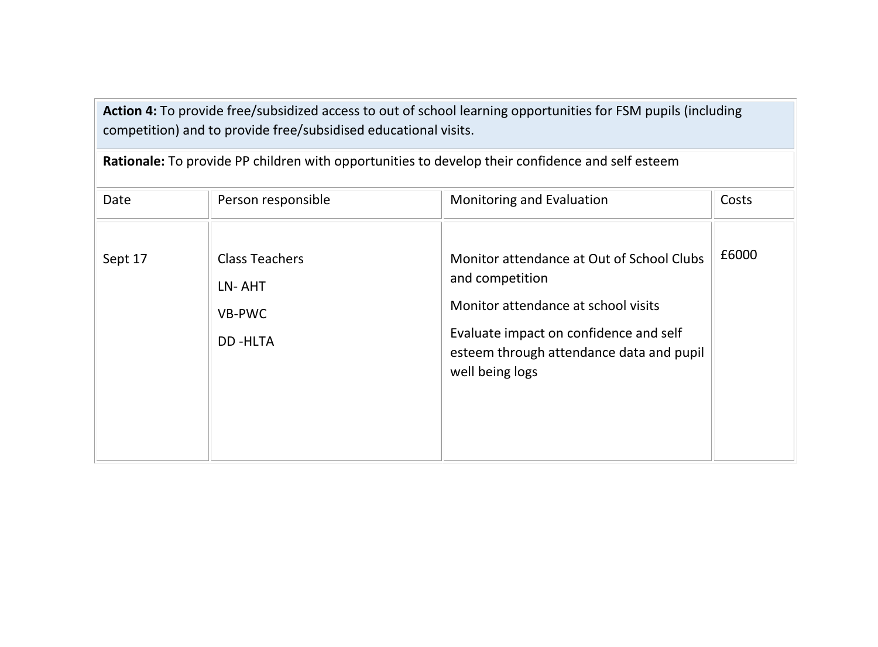**Action 4:** To provide free/subsidized access to out of school learning opportunities for FSM pupils (including competition) and to provide free/subsidised educational visits.

**Rationale:** To provide PP children with opportunities to develop their confidence and self esteem

| Date | Person responsible | Monitoring and Evaluation | Costs |
|---|---|---|---|
| Sept 17 | Class Teachers<br>LN- AHT<br>VB-PWC<br>DD -HLTA | Monitor attendance at Out of School Clubs and competition<br>Monitor attendance at school visits<br>Evaluate impact on confidence and self esteem through attendance data and pupil well being logs | £6000 |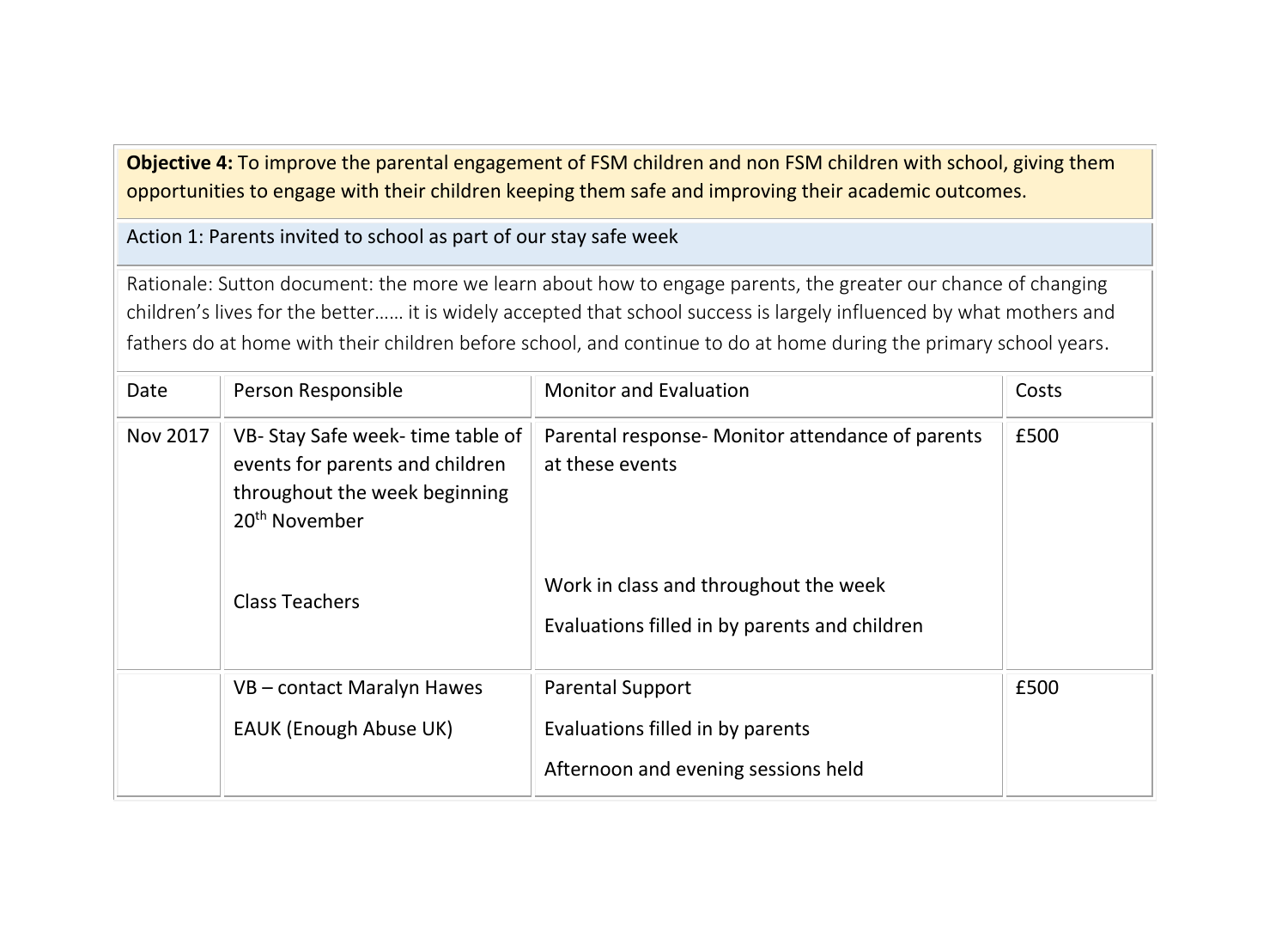**Objective 4:** To improve the parental engagement of FSM children and non FSM children with school, giving them opportunities to engage with their children keeping them safe and improving their academic outcomes.

Action 1: Parents invited to school as part of our stay safe week

Rationale: Sutton document: the more we learn about how to engage parents, the greater our chance of changing children's lives for the better…… it is widely accepted that school success is largely influenced by what mothers and fathers do at home with their children before school, and continue to do at home during the primary school years.

| Date | Person Responsible | Monitor and Evaluation | Costs |
|---|---|---|---|
| Nov 2017 | VB- Stay Safe week- time table of events for parents and children throughout the week beginning 20th November<br><br>Class Teachers | Parental response- Monitor attendance of parents at these events<br><br>Work in class and throughout the week<br>Evaluations filled in by parents and children | £500 |
| | VB – contact Maralyn Hawes<br>EAUK (Enough Abuse UK) | Parental Support<br>Evaluations filled in by parents<br>Afternoon and evening sessions held | £500 |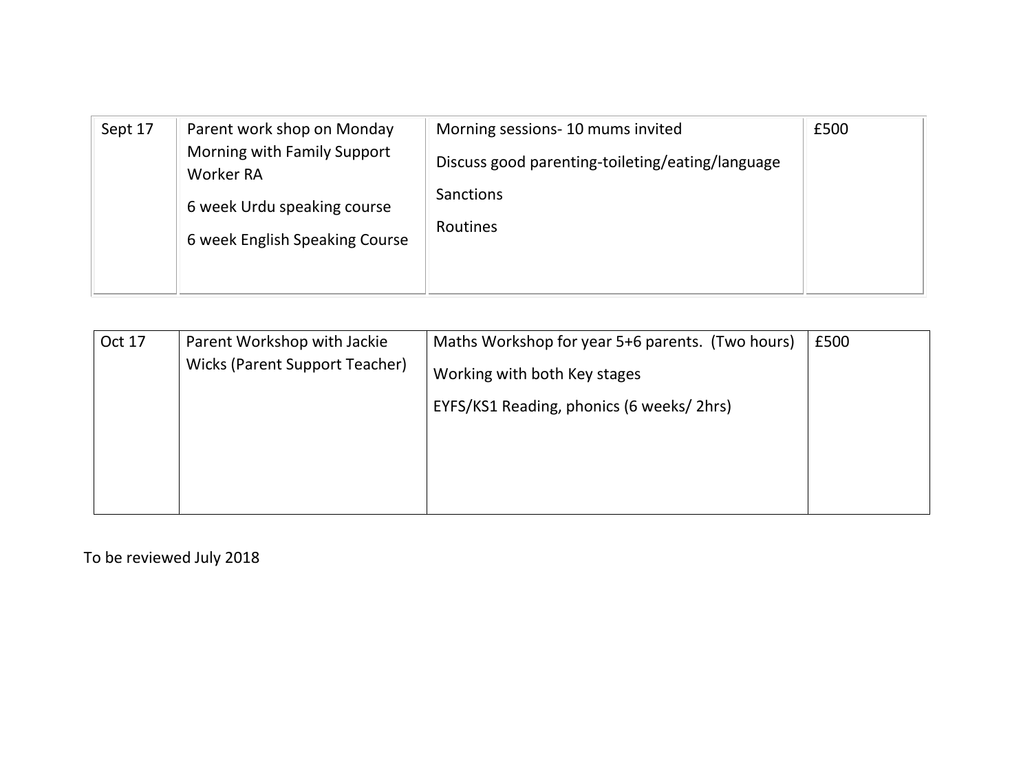| | | | |
|---|---|---|---|
| Sept 17 | Parent work shop on Monday Morning with Family Support Worker RA<br><br>6 week Urdu speaking course<br><br>6 week English Speaking Course | Morning sessions- 10 mums invited<br><br>Discuss good parenting-toileting/eating/language<br><br>Sanctions<br><br>Routines | £500 |

| | | | |
|---|---|---|---|
| Oct 17 | Parent Workshop with Jackie Wicks (Parent Support Teacher) | Maths Workshop for year 5+6 parents. (Two hours)<br><br>Working with both Key stages<br><br>EYFS/KS1 Reading, phonics (6 weeks/ 2hrs) | £500 |

To be reviewed July 2018